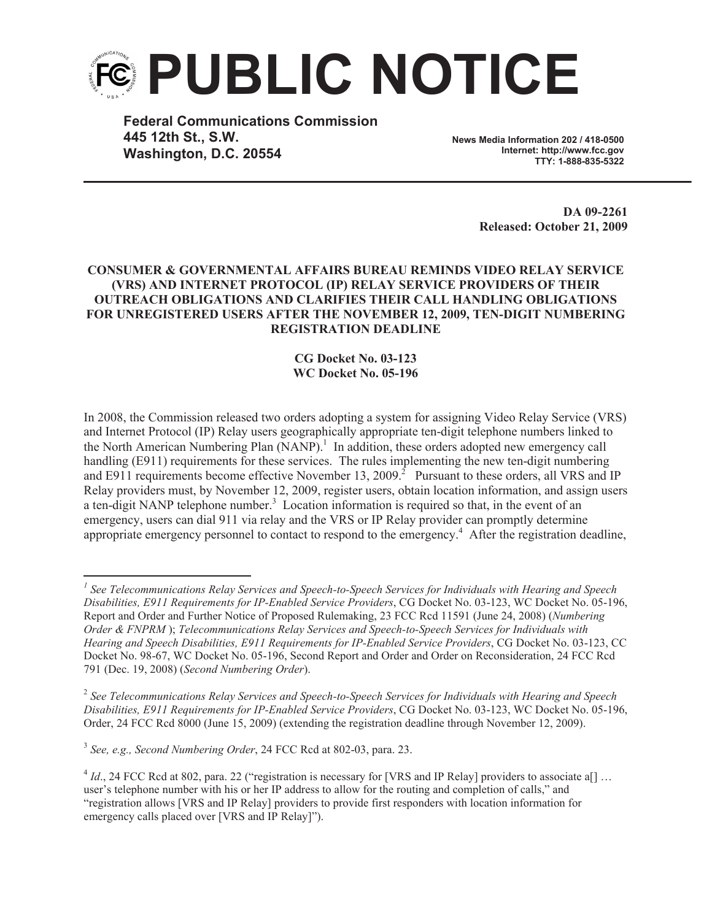# PUBLIC NOTICE

**Federal Communications Commission**
**445 12th St., S.W.**
**Washington, D.C. 20554**

**News Media Information 202 / 418-0500**
**Internet: http://www.fcc.gov**
**TTY: 1-888-835-5322**

**DA 09-2261**
**Released: October 21, 2009**

**CONSUMER & GOVERNMENTAL AFFAIRS BUREAU REMINDS VIDEO RELAY SERVICE (VRS) AND INTERNET PROTOCOL (IP) RELAY SERVICE PROVIDERS OF THEIR OUTREACH OBLIGATIONS AND CLARIFIES THEIR CALL HANDLING OBLIGATIONS FOR UNREGISTERED USERS AFTER THE NOVEMBER 12, 2009, TEN-DIGIT NUMBERING REGISTRATION DEADLINE**

**CG Docket No. 03-123**
**WC Docket No. 05-196**

In 2008, the Commission released two orders adopting a system for assigning Video Relay Service (VRS) and Internet Protocol (IP) Relay users geographically appropriate ten-digit telephone numbers linked to the North American Numbering Plan (NANP).[1] In addition, these orders adopted new emergency call handling (E911) requirements for these services. The rules implementing the new ten-digit numbering and E911 requirements become effective November 13, 2009.[2] Pursuant to these orders, all VRS and IP Relay providers must, by November 12, 2009, register users, obtain location information, and assign users a ten-digit NANP telephone number.[3] Location information is required so that, in the event of an emergency, users can dial 911 via relay and the VRS or IP Relay provider can promptly determine appropriate emergency personnel to contact to respond to the emergency.[4] After the registration deadline,

---

[1] *See Telecommunications Relay Services and Speech-to-Speech Services for Individuals with Hearing and Speech Disabilities, E911 Requirements for IP-Enabled Service Providers*, CG Docket No. 03-123, WC Docket No. 05-196, Report and Order and Further Notice of Proposed Rulemaking, 23 FCC Rcd 11591 (June 24, 2008) (*Numbering Order & FNPRM* ); *Telecommunications Relay Services and Speech-to-Speech Services for Individuals with Hearing and Speech Disabilities, E911 Requirements for IP-Enabled Service Providers*, CG Docket No. 03-123, CC Docket No. 98-67, WC Docket No. 05-196, Second Report and Order and Order on Reconsideration, 24 FCC Rcd 791 (Dec. 19, 2008) (*Second Numbering Order*).

[2] *See Telecommunications Relay Services and Speech-to-Speech Services for Individuals with Hearing and Speech Disabilities, E911 Requirements for IP-Enabled Service Providers*, CG Docket No. 03-123, WC Docket No. 05-196, Order, 24 FCC Rcd 8000 (June 15, 2009) (extending the registration deadline through November 12, 2009).

[3] *See, e.g., Second Numbering Order*, 24 FCC Rcd at 802-03, para. 23.

[4] *Id*., 24 FCC Rcd at 802, para. 22 ("registration is necessary for [VRS and IP Relay] providers to associate a[] … user's telephone number with his or her IP address to allow for the routing and completion of calls," and "registration allows [VRS and IP Relay] providers to provide first responders with location information for emergency calls placed over [VRS and IP Relay]").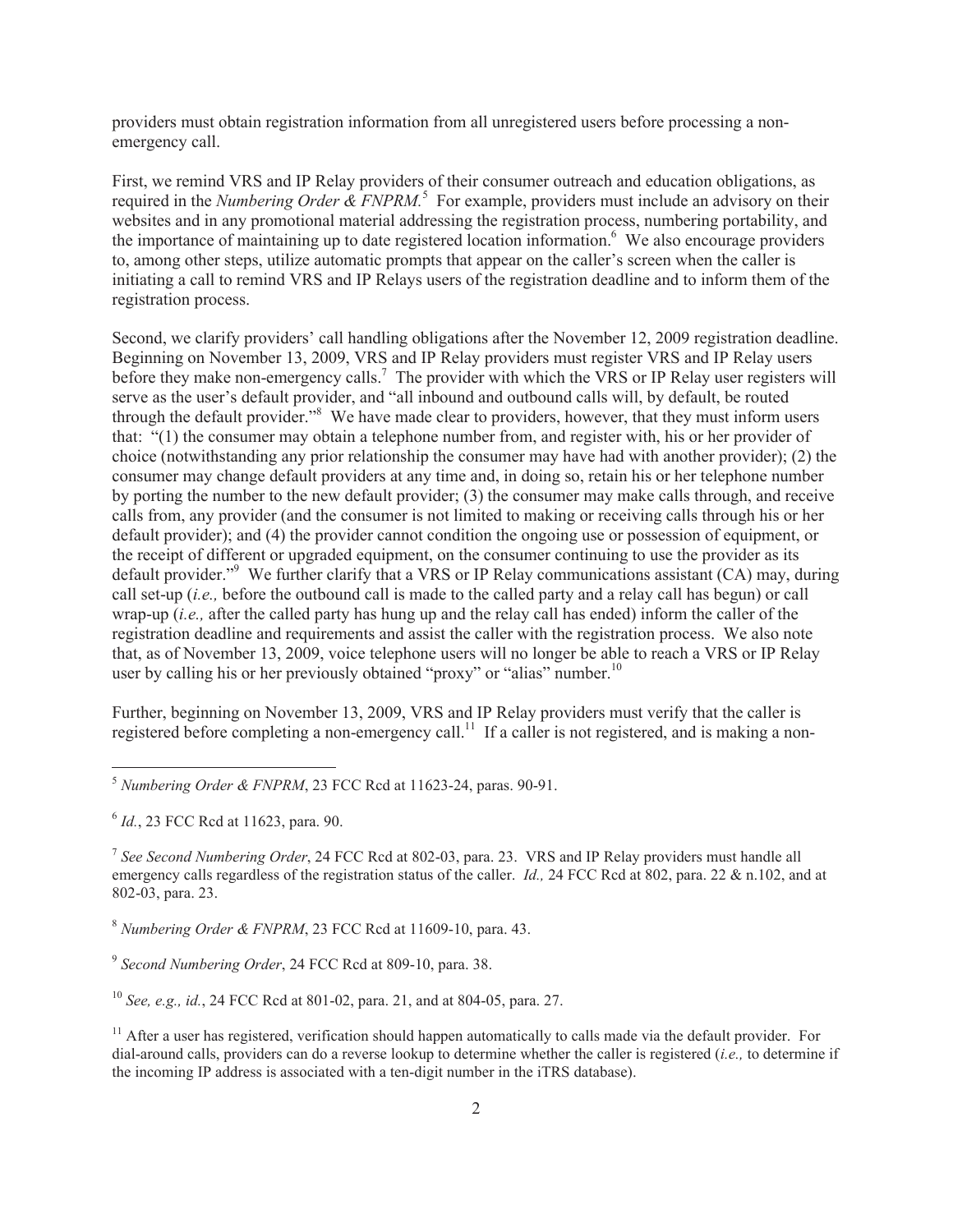providers must obtain registration information from all unregistered users before processing a non-emergency call.

First, we remind VRS and IP Relay providers of their consumer outreach and education obligations, as required in the *Numbering Order & FNPRM.*[5] For example, providers must include an advisory on their websites and in any promotional material addressing the registration process, numbering portability, and the importance of maintaining up to date registered location information.[6] We also encourage providers to, among other steps, utilize automatic prompts that appear on the caller's screen when the caller is initiating a call to remind VRS and IP Relays users of the registration deadline and to inform them of the registration process.

Second, we clarify providers' call handling obligations after the November 12, 2009 registration deadline. Beginning on November 13, 2009, VRS and IP Relay providers must register VRS and IP Relay users before they make non-emergency calls.[7] The provider with which the VRS or IP Relay user registers will serve as the user's default provider, and "all inbound and outbound calls will, by default, be routed through the default provider."[8] We have made clear to providers, however, that they must inform users that: "(1) the consumer may obtain a telephone number from, and register with, his or her provider of choice (notwithstanding any prior relationship the consumer may have had with another provider); (2) the consumer may change default providers at any time and, in doing so, retain his or her telephone number by porting the number to the new default provider; (3) the consumer may make calls through, and receive calls from, any provider (and the consumer is not limited to making or receiving calls through his or her default provider); and (4) the provider cannot condition the ongoing use or possession of equipment, or the receipt of different or upgraded equipment, on the consumer continuing to use the provider as its default provider."[9] We further clarify that a VRS or IP Relay communications assistant (CA) may, during call set-up (*i.e.,* before the outbound call is made to the called party and a relay call has begun) or call wrap-up (*i.e.,* after the called party has hung up and the relay call has ended) inform the caller of the registration deadline and requirements and assist the caller with the registration process. We also note that, as of November 13, 2009, voice telephone users will no longer be able to reach a VRS or IP Relay user by calling his or her previously obtained "proxy" or "alias" number.[10]

Further, beginning on November 13, 2009, VRS and IP Relay providers must verify that the caller is registered before completing a non-emergency call.[11] If a caller is not registered, and is making a non-

---

[5] *Numbering Order & FNPRM*, 23 FCC Rcd at 11623-24, paras. 90-91.

[6] *Id.*, 23 FCC Rcd at 11623, para. 90.

[7] *See Second Numbering Order*, 24 FCC Rcd at 802-03, para. 23. VRS and IP Relay providers must handle all emergency calls regardless of the registration status of the caller. *Id.,* 24 FCC Rcd at 802, para. 22 & n.102, and at 802-03, para. 23.

[8] *Numbering Order & FNPRM*, 23 FCC Rcd at 11609-10, para. 43.

[9] *Second Numbering Order*, 24 FCC Rcd at 809-10, para. 38.

[10] *See, e.g., id.*, 24 FCC Rcd at 801-02, para. 21, and at 804-05, para. 27.

[11] After a user has registered, verification should happen automatically to calls made via the default provider. For dial-around calls, providers can do a reverse lookup to determine whether the caller is registered (*i.e.,* to determine if the incoming IP address is associated with a ten-digit number in the iTRS database).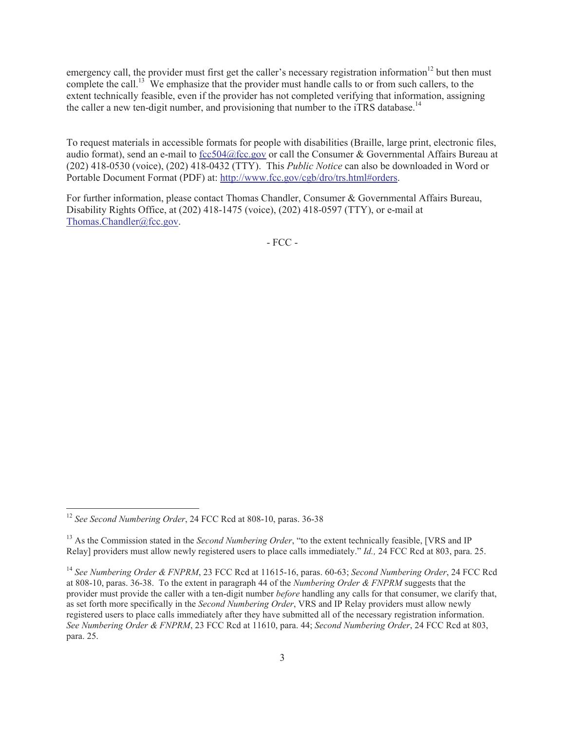emergency call, the provider must first get the caller's necessary registration information[12] but then must complete the call.[13] We emphasize that the provider must handle calls to or from such callers, to the extent technically feasible, even if the provider has not completed verifying that information, assigning the caller a new ten-digit number, and provisioning that number to the iTRS database.[14]

To request materials in accessible formats for people with disabilities (Braille, large print, electronic files, audio format), send an e-mail to fcc504@fcc.gov or call the Consumer & Governmental Affairs Bureau at (202) 418-0530 (voice), (202) 418-0432 (TTY). This *Public Notice* can also be downloaded in Word or Portable Document Format (PDF) at: http://www.fcc.gov/cgb/dro/trs.html#orders.

For further information, please contact Thomas Chandler, Consumer & Governmental Affairs Bureau, Disability Rights Office, at (202) 418-1475 (voice), (202) 418-0597 (TTY), or e-mail at Thomas.Chandler@fcc.gov.

- FCC -

---

[12] *See Second Numbering Order*, 24 FCC Rcd at 808-10, paras. 36-38

[13] As the Commission stated in the *Second Numbering Order*, "to the extent technically feasible, [VRS and IP Relay] providers must allow newly registered users to place calls immediately." *Id.,* 24 FCC Rcd at 803, para. 25.

[14] *See Numbering Order & FNPRM*, 23 FCC Rcd at 11615-16, paras. 60-63; *Second Numbering Order*, 24 FCC Rcd at 808-10, paras. 36-38. To the extent in paragraph 44 of the *Numbering Order & FNPRM* suggests that the provider must provide the caller with a ten-digit number *before* handling any calls for that consumer, we clarify that, as set forth more specifically in the *Second Numbering Order*, VRS and IP Relay providers must allow newly registered users to place calls immediately after they have submitted all of the necessary registration information. *See Numbering Order & FNPRM*, 23 FCC Rcd at 11610, para. 44; *Second Numbering Order*, 24 FCC Rcd at 803, para. 25.